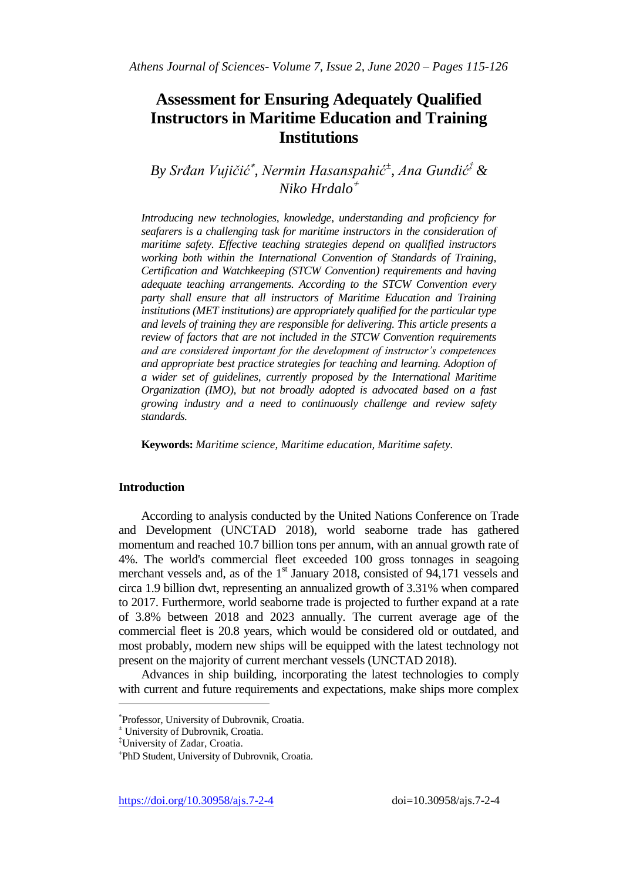# Assessment for Ensuring Adequately Qualified Instructors in Maritime Education and Training Institutions

*By Srđan Vujičić[*], Nermin Hasanspahić[±], Ana Gundić[‡] & Niko Hrdalo[+]*

*Introducing new technologies, knowledge, understanding and proficiency for seafarers is a challenging task for maritime instructors in the consideration of maritime safety. Effective teaching strategies depend on qualified instructors working both within the International Convention of Standards of Training, Certification and Watchkeeping (STCW Convention) requirements and having adequate teaching arrangements. According to the STCW Convention every party shall ensure that all instructors of Maritime Education and Training institutions (MET institutions) are appropriately qualified for the particular type and levels of training they are responsible for delivering. This article presents a review of factors that are not included in the STCW Convention requirements and are considered important for the development of instructor's competences and appropriate best practice strategies for teaching and learning. Adoption of a wider set of guidelines, currently proposed by the International Maritime Organization (IMO), but not broadly adopted is advocated based on a fast growing industry and a need to continuously challenge and review safety standards.*

**Keywords:** *Maritime science, Maritime education, Maritime safety.*

## Introduction

According to analysis conducted by the United Nations Conference on Trade and Development (UNCTAD 2018), world seaborne trade has gathered momentum and reached 10.7 billion tons per annum, with an annual growth rate of 4%. The world's commercial fleet exceeded 100 gross tonnages in seagoing merchant vessels and, as of the 1st January 2018, consisted of 94,171 vessels and circa 1.9 billion dwt, representing an annualized growth of 3.31% when compared to 2017. Furthermore, world seaborne trade is projected to further expand at a rate of 3.8% between 2018 and 2023 annually. The current average age of the commercial fleet is 20.8 years, which would be considered old or outdated, and most probably, modern new ships will be equipped with the latest technology not present on the majority of current merchant vessels (UNCTAD 2018).

Advances in ship building, incorporating the latest technologies to comply with current and future requirements and expectations, make ships more complex

---

[*] Professor, University of Dubrovnik, Croatia.

[±] University of Dubrovnik, Croatia.

[‡] University of Zadar, Croatia.

[+] PhD Student, University of Dubrovnik, Croatia.

https://doi.org/10.30958/ajs.7-2-4 doi=10.30958/ajs.7-2-4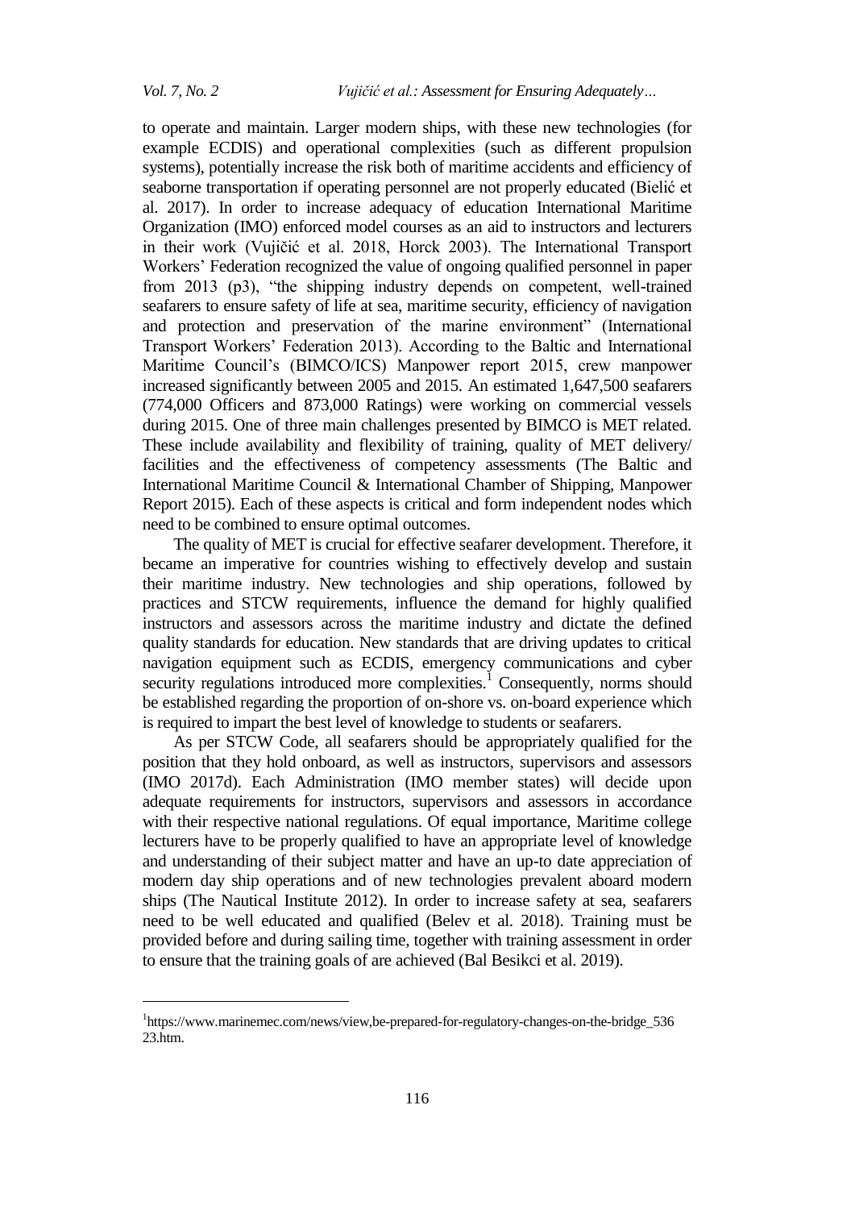to operate and maintain. Larger modern ships, with these new technologies (for example ECDIS) and operational complexities (such as different propulsion systems), potentially increase the risk both of maritime accidents and efficiency of seaborne transportation if operating personnel are not properly educated (Bielić et al. 2017). In order to increase adequacy of education International Maritime Organization (IMO) enforced model courses as an aid to instructors and lecturers in their work (Vujičić et al. 2018, Horck 2003). The International Transport Workers' Federation recognized the value of ongoing qualified personnel in paper from 2013 (p3), "the shipping industry depends on competent, well-trained seafarers to ensure safety of life at sea, maritime security, efficiency of navigation and protection and preservation of the marine environment" (International Transport Workers' Federation 2013). According to the Baltic and International Maritime Council's (BIMCO/ICS) Manpower report 2015, crew manpower increased significantly between 2005 and 2015. An estimated 1,647,500 seafarers (774,000 Officers and 873,000 Ratings) were working on commercial vessels during 2015. One of three main challenges presented by BIMCO is MET related. These include availability and flexibility of training, quality of MET delivery/ facilities and the effectiveness of competency assessments (The Baltic and International Maritime Council & International Chamber of Shipping, Manpower Report 2015). Each of these aspects is critical and form independent nodes which need to be combined to ensure optimal outcomes.

The quality of MET is crucial for effective seafarer development. Therefore, it became an imperative for countries wishing to effectively develop and sustain their maritime industry. New technologies and ship operations, followed by practices and STCW requirements, influence the demand for highly qualified instructors and assessors across the maritime industry and dictate the defined quality standards for education. New standards that are driving updates to critical navigation equipment such as ECDIS, emergency communications and cyber security regulations introduced more complexities.[1] Consequently, norms should be established regarding the proportion of on-shore vs. on-board experience which is required to impart the best level of knowledge to students or seafarers.

As per STCW Code, all seafarers should be appropriately qualified for the position that they hold onboard, as well as instructors, supervisors and assessors (IMO 2017d). Each Administration (IMO member states) will decide upon adequate requirements for instructors, supervisors and assessors in accordance with their respective national regulations. Of equal importance, Maritime college lecturers have to be properly qualified to have an appropriate level of knowledge and understanding of their subject matter and have an up-to date appreciation of modern day ship operations and of new technologies prevalent aboard modern ships (The Nautical Institute 2012). In order to increase safety at sea, seafarers need to be well educated and qualified (Belev et al. 2018). Training must be provided before and during sailing time, together with training assessment in order to ensure that the training goals of are achieved (Bal Besikci et al. 2019).

---

[1] https://www.marinemec.com/news/view,be-prepared-for-regulatory-changes-on-the-bridge_53623.htm.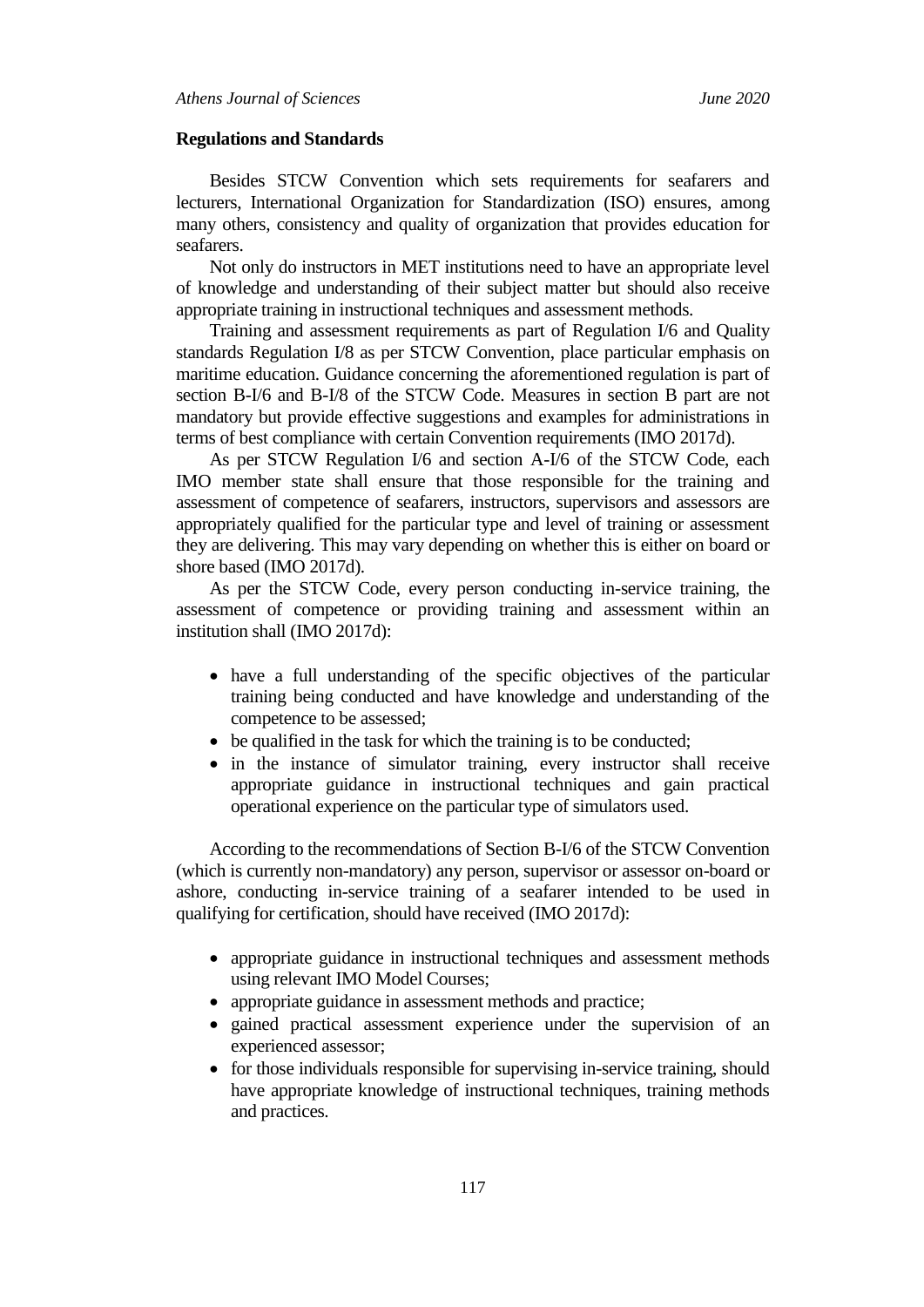## Regulations and Standards

Besides STCW Convention which sets requirements for seafarers and lecturers, International Organization for Standardization (ISO) ensures, among many others, consistency and quality of organization that provides education for seafarers.

Not only do instructors in MET institutions need to have an appropriate level of knowledge and understanding of their subject matter but should also receive appropriate training in instructional techniques and assessment methods.

Training and assessment requirements as part of Regulation I/6 and Quality standards Regulation I/8 as per STCW Convention, place particular emphasis on maritime education. Guidance concerning the aforementioned regulation is part of section B-I/6 and B-I/8 of the STCW Code. Measures in section B part are not mandatory but provide effective suggestions and examples for administrations in terms of best compliance with certain Convention requirements (IMO 2017d).

As per STCW Regulation I/6 and section A-I/6 of the STCW Code, each IMO member state shall ensure that those responsible for the training and assessment of competence of seafarers, instructors, supervisors and assessors are appropriately qualified for the particular type and level of training or assessment they are delivering. This may vary depending on whether this is either on board or shore based (IMO 2017d).

As per the STCW Code, every person conducting in-service training, the assessment of competence or providing training and assessment within an institution shall (IMO 2017d):

- have a full understanding of the specific objectives of the particular training being conducted and have knowledge and understanding of the competence to be assessed;
- be qualified in the task for which the training is to be conducted;
- in the instance of simulator training, every instructor shall receive appropriate guidance in instructional techniques and gain practical operational experience on the particular type of simulators used.

According to the recommendations of Section B-I/6 of the STCW Convention (which is currently non-mandatory) any person, supervisor or assessor on-board or ashore, conducting in-service training of a seafarer intended to be used in qualifying for certification, should have received (IMO 2017d):

- appropriate guidance in instructional techniques and assessment methods using relevant IMO Model Courses;
- appropriate guidance in assessment methods and practice;
- gained practical assessment experience under the supervision of an experienced assessor;
- for those individuals responsible for supervising in-service training, should have appropriate knowledge of instructional techniques, training methods and practices.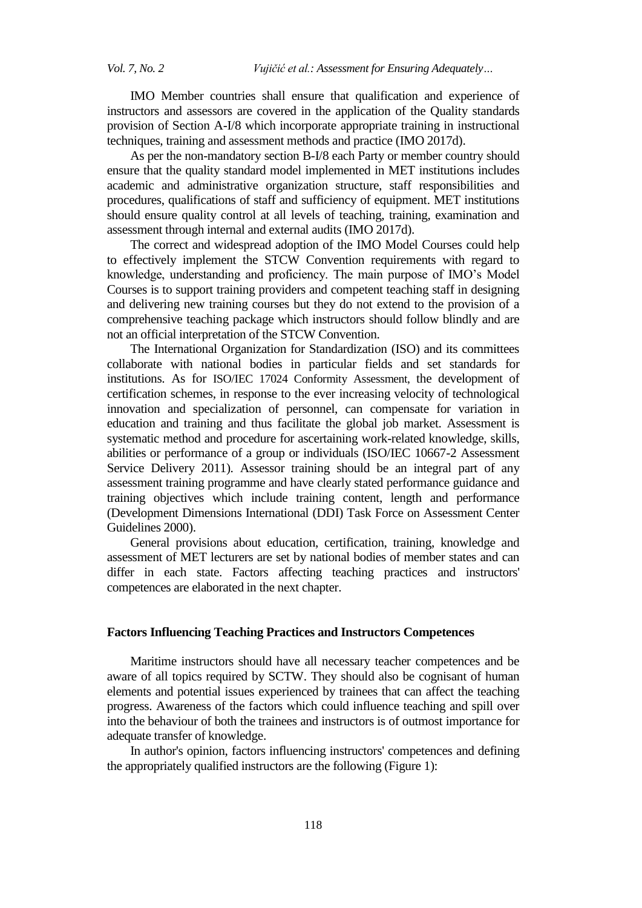IMO Member countries shall ensure that qualification and experience of instructors and assessors are covered in the application of the Quality standards provision of Section A-I/8 which incorporate appropriate training in instructional techniques, training and assessment methods and practice (IMO 2017d).

As per the non-mandatory section B-I/8 each Party or member country should ensure that the quality standard model implemented in MET institutions includes academic and administrative organization structure, staff responsibilities and procedures, qualifications of staff and sufficiency of equipment. MET institutions should ensure quality control at all levels of teaching, training, examination and assessment through internal and external audits (IMO 2017d).

The correct and widespread adoption of the IMO Model Courses could help to effectively implement the STCW Convention requirements with regard to knowledge, understanding and proficiency. The main purpose of IMO's Model Courses is to support training providers and competent teaching staff in designing and delivering new training courses but they do not extend to the provision of a comprehensive teaching package which instructors should follow blindly and are not an official interpretation of the STCW Convention.

The International Organization for Standardization (ISO) and its committees collaborate with national bodies in particular fields and set standards for institutions. As for ISO/IEC 17024 Conformity Assessment, the development of certification schemes, in response to the ever increasing velocity of technological innovation and specialization of personnel, can compensate for variation in education and training and thus facilitate the global job market. Assessment is systematic method and procedure for ascertaining work-related knowledge, skills, abilities or performance of a group or individuals (ISO/IEC 10667-2 Assessment Service Delivery 2011). Assessor training should be an integral part of any assessment training programme and have clearly stated performance guidance and training objectives which include training content, length and performance (Development Dimensions International (DDI) Task Force on Assessment Center Guidelines 2000).

General provisions about education, certification, training, knowledge and assessment of MET lecturers are set by national bodies of member states and can differ in each state. Factors affecting teaching practices and instructors' competences are elaborated in the next chapter.

## Factors Influencing Teaching Practices and Instructors Competences

Maritime instructors should have all necessary teacher competences and be aware of all topics required by SCTW. They should also be cognisant of human elements and potential issues experienced by trainees that can affect the teaching progress. Awareness of the factors which could influence teaching and spill over into the behaviour of both the trainees and instructors is of outmost importance for adequate transfer of knowledge.

In author's opinion, factors influencing instructors' competences and defining the appropriately qualified instructors are the following (Figure 1):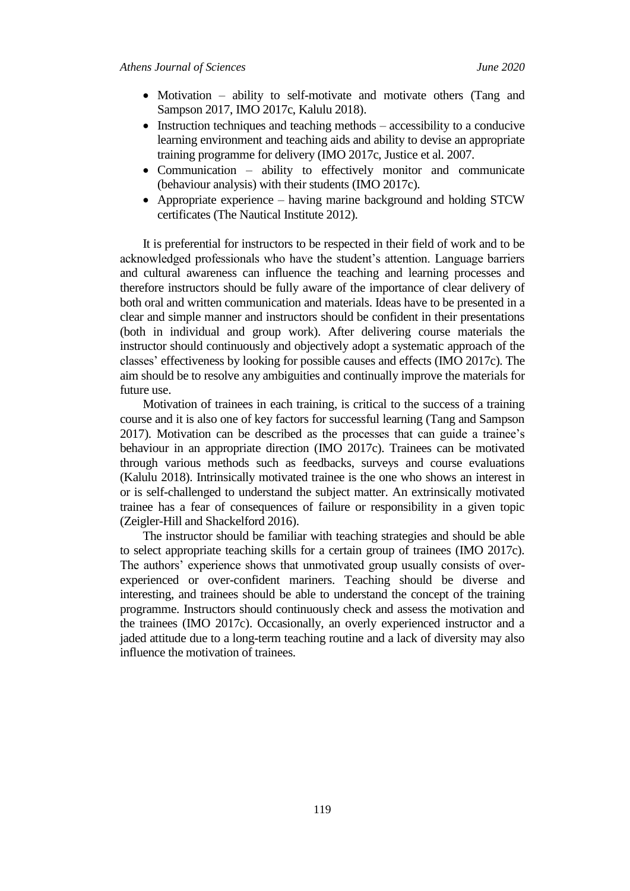- Motivation – ability to self-motivate and motivate others (Tang and Sampson 2017, IMO 2017c, Kalulu 2018).
- Instruction techniques and teaching methods – accessibility to a conducive learning environment and teaching aids and ability to devise an appropriate training programme for delivery (IMO 2017c, Justice et al. 2007.
- Communication – ability to effectively monitor and communicate (behaviour analysis) with their students (IMO 2017c).
- Appropriate experience – having marine background and holding STCW certificates (The Nautical Institute 2012).

It is preferential for instructors to be respected in their field of work and to be acknowledged professionals who have the student's attention. Language barriers and cultural awareness can influence the teaching and learning processes and therefore instructors should be fully aware of the importance of clear delivery of both oral and written communication and materials. Ideas have to be presented in a clear and simple manner and instructors should be confident in their presentations (both in individual and group work). After delivering course materials the instructor should continuously and objectively adopt a systematic approach of the classes' effectiveness by looking for possible causes and effects (IMO 2017c). The aim should be to resolve any ambiguities and continually improve the materials for future use.

Motivation of trainees in each training, is critical to the success of a training course and it is also one of key factors for successful learning (Tang and Sampson 2017). Motivation can be described as the processes that can guide a trainee's behaviour in an appropriate direction (IMO 2017c). Trainees can be motivated through various methods such as feedbacks, surveys and course evaluations (Kalulu 2018). Intrinsically motivated trainee is the one who shows an interest in or is self-challenged to understand the subject matter. An extrinsically motivated trainee has a fear of consequences of failure or responsibility in a given topic (Zeigler-Hill and Shackelford 2016).

The instructor should be familiar with teaching strategies and should be able to select appropriate teaching skills for a certain group of trainees (IMO 2017c). The authors' experience shows that unmotivated group usually consists of over-experienced or over-confident mariners. Teaching should be diverse and interesting, and trainees should be able to understand the concept of the training programme. Instructors should continuously check and assess the motivation and the trainees (IMO 2017c). Occasionally, an overly experienced instructor and a jaded attitude due to a long-term teaching routine and a lack of diversity may also influence the motivation of trainees.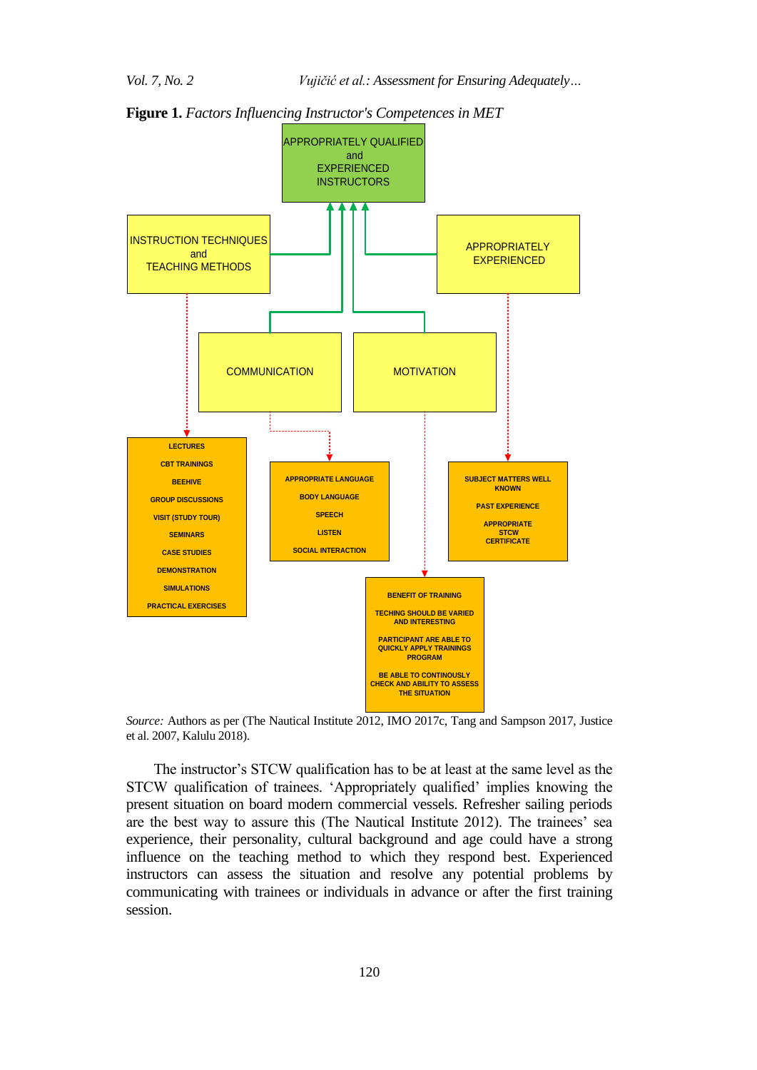**Figure 1.** *Factors Influencing Instructor's Competences in MET*

APPROPRIATELY QUALIFIED and EXPERIENCED INSTRUCTORS

INSTRUCTION TECHNIQUES and TEACHING METHODS

APPROPRIATELY EXPERIENCED

COMMUNICATION

MOTIVATION

LECTURES
CBT TRAININGS
BEEHIVE
GROUP DISCUSSIONS
VISIT (STUDY TOUR)
SEMINARS
CASE STUDIES
DEMONSTRATION
SIMULATIONS
PRACTICAL EXERCISES

APPROPRIATE LANGUAGE
BODY LANGUAGE
SPEECH
LISTEN
SOCIAL INTERACTION

SUBJECT MATTERS WELL KNOWN
PAST EXPERIENCE
APPROPRIATE STCW CERTIFICATE

BENEFIT OF TRAINING
TECHING SHOULD BE VARIED AND INTERESTING
PARTICIPANT ARE ABLE TO QUICKLY APPLY TRAININGS PROGRAM
BE ABLE TO CONTINOUSLY CHECK AND ABILITY TO ASSESS THE SITUATION

*Source:* Authors as per (The Nautical Institute 2012, IMO 2017c, Tang and Sampson 2017, Justice et al. 2007, Kalulu 2018).

The instructor's STCW qualification has to be at least at the same level as the STCW qualification of trainees. 'Appropriately qualified' implies knowing the present situation on board modern commercial vessels. Refresher sailing periods are the best way to assure this (The Nautical Institute 2012). The trainees' sea experience, their personality, cultural background and age could have a strong influence on the teaching method to which they respond best. Experienced instructors can assess the situation and resolve any potential problems by communicating with trainees or individuals in advance or after the first training session.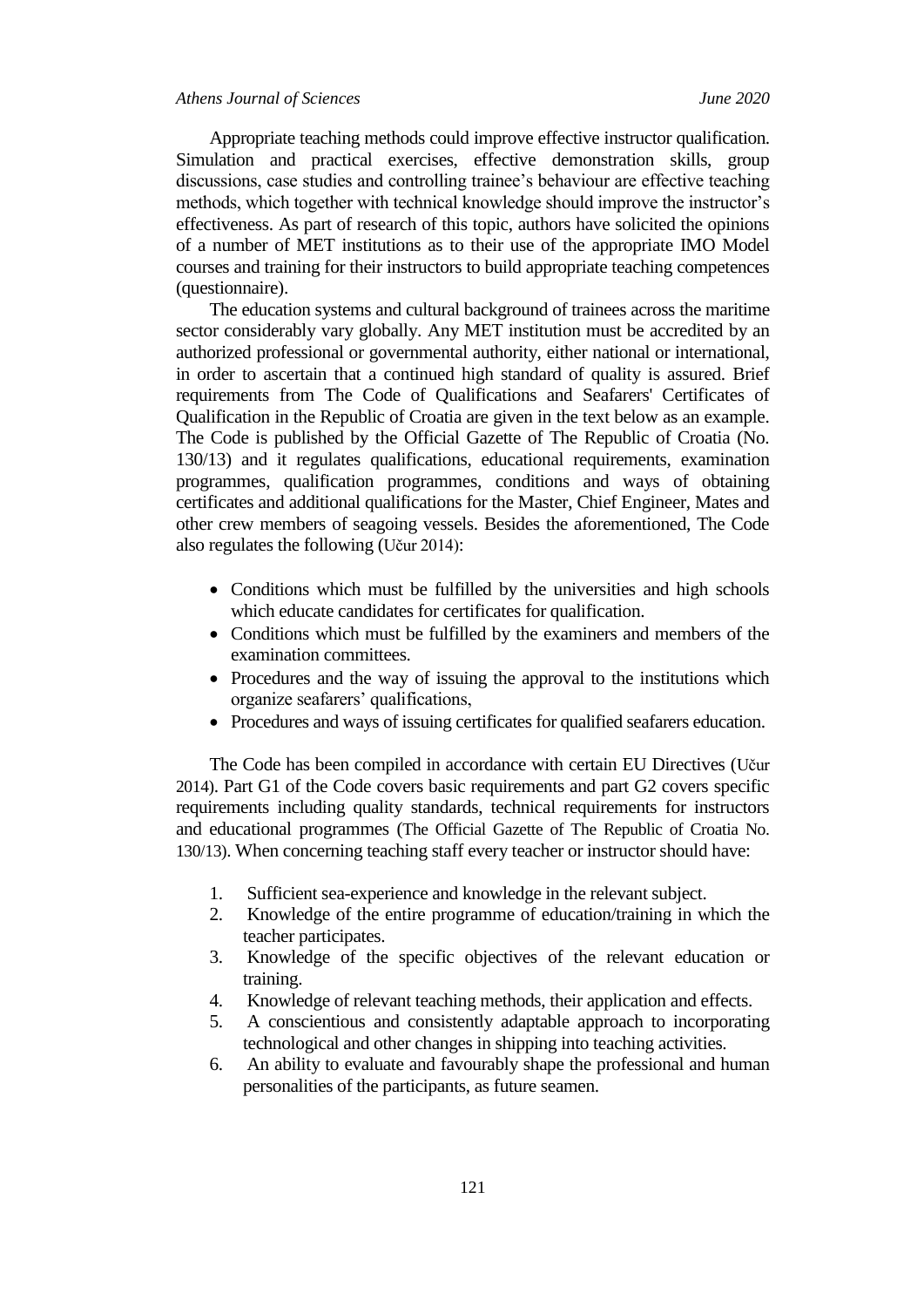Appropriate teaching methods could improve effective instructor qualification. Simulation and practical exercises, effective demonstration skills, group discussions, case studies and controlling trainee's behaviour are effective teaching methods, which together with technical knowledge should improve the instructor's effectiveness. As part of research of this topic, authors have solicited the opinions of a number of MET institutions as to their use of the appropriate IMO Model courses and training for their instructors to build appropriate teaching competences (questionnaire).

The education systems and cultural background of trainees across the maritime sector considerably vary globally. Any MET institution must be accredited by an authorized professional or governmental authority, either national or international, in order to ascertain that a continued high standard of quality is assured. Brief requirements from The Code of Qualifications and Seafarers' Certificates of Qualification in the Republic of Croatia are given in the text below as an example. The Code is published by the Official Gazette of The Republic of Croatia (No. 130/13) and it regulates qualifications, educational requirements, examination programmes, qualification programmes, conditions and ways of obtaining certificates and additional qualifications for the Master, Chief Engineer, Mates and other crew members of seagoing vessels. Besides the aforementioned, The Code also regulates the following (Učur 2014):

- Conditions which must be fulfilled by the universities and high schools which educate candidates for certificates for qualification.
- Conditions which must be fulfilled by the examiners and members of the examination committees.
- Procedures and the way of issuing the approval to the institutions which organize seafarers' qualifications,
- Procedures and ways of issuing certificates for qualified seafarers education.

The Code has been compiled in accordance with certain EU Directives (Učur 2014). Part G1 of the Code covers basic requirements and part G2 covers specific requirements including quality standards, technical requirements for instructors and educational programmes (The Official Gazette of The Republic of Croatia No. 130/13). When concerning teaching staff every teacher or instructor should have:

1. Sufficient sea-experience and knowledge in the relevant subject.
2. Knowledge of the entire programme of education/training in which the teacher participates.
3. Knowledge of the specific objectives of the relevant education or training.
4. Knowledge of relevant teaching methods, their application and effects.
5. A conscientious and consistently adaptable approach to incorporating technological and other changes in shipping into teaching activities.
6. An ability to evaluate and favourably shape the professional and human personalities of the participants, as future seamen.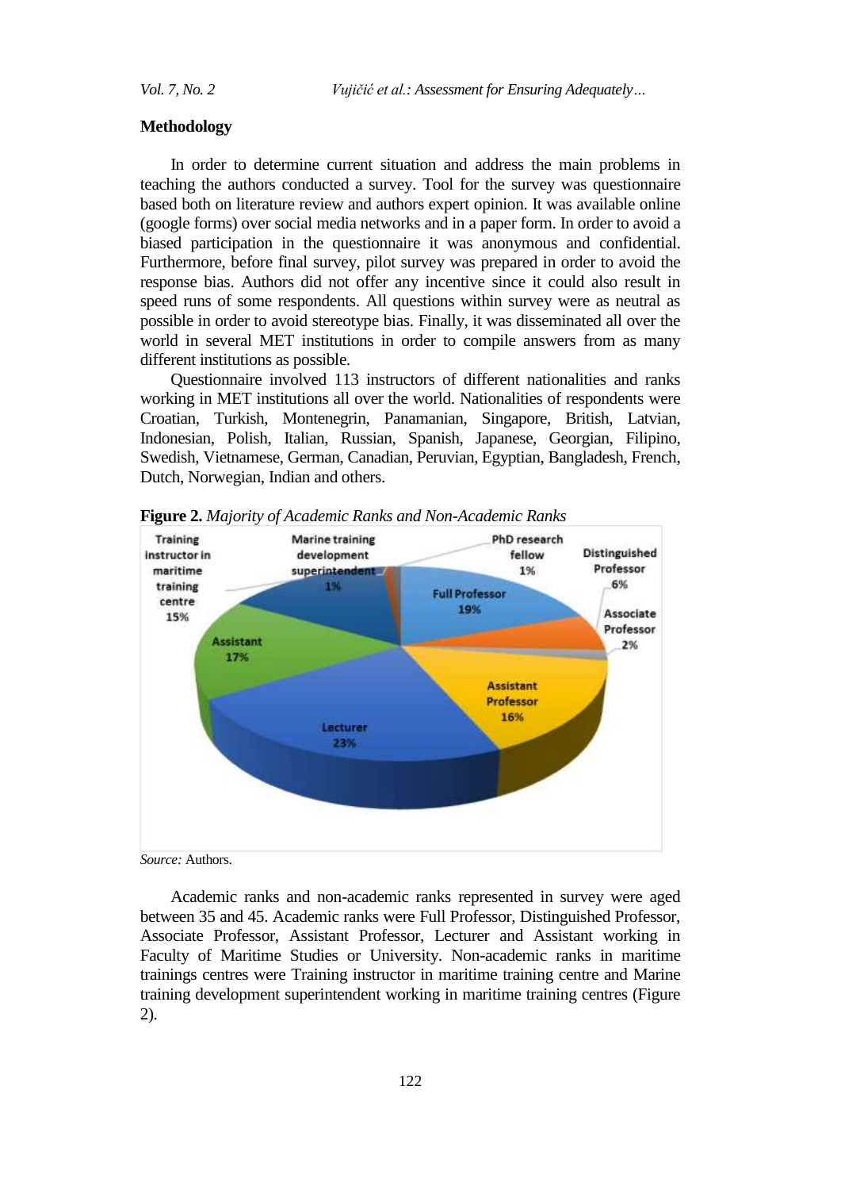## Methodology

In order to determine current situation and address the main problems in teaching the authors conducted a survey. Tool for the survey was questionnaire based both on literature review and authors expert opinion. It was available online (google forms) over social media networks and in a paper form. In order to avoid a biased participation in the questionnaire it was anonymous and confidential. Furthermore, before final survey, pilot survey was prepared in order to avoid the response bias. Authors did not offer any incentive since it could also result in speed runs of some respondents. All questions within survey were as neutral as possible in order to avoid stereotype bias. Finally, it was disseminated all over the world in several MET institutions in order to compile answers from as many different institutions as possible.

Questionnaire involved 113 instructors of different nationalities and ranks working in MET institutions all over the world. Nationalities of respondents were Croatian, Turkish, Montenegrin, Panamanian, Singapore, British, Latvian, Indonesian, Polish, Italian, Russian, Spanish, Japanese, Georgian, Filipino, Swedish, Vietnamese, German, Canadian, Peruvian, Egyptian, Bangladesh, French, Dutch, Norwegian, Indian and others.

**Figure 2.** *Majority of Academic Ranks and Non-Academic Ranks*

| Rank | Share |
|---|---|
| Full Professor | 19% |
| Distinguished Professor | 6% |
| Associate Professor | 2% |
| Assistant Professor | 16% |
| Lecturer | 23% |
| Assistant | 17% |
| Training instructor in maritime training centre | 15% |
| Marine training development superintendent | 1% |
| PhD research fellow | 1% |

*Source:* Authors.

Academic ranks and non-academic ranks represented in survey were aged between 35 and 45. Academic ranks were Full Professor, Distinguished Professor, Associate Professor, Assistant Professor, Lecturer and Assistant working in Faculty of Maritime Studies or University. Non-academic ranks in maritime trainings centres were Training instructor in maritime training centre and Marine training development superintendent working in maritime training centres (Figure 2).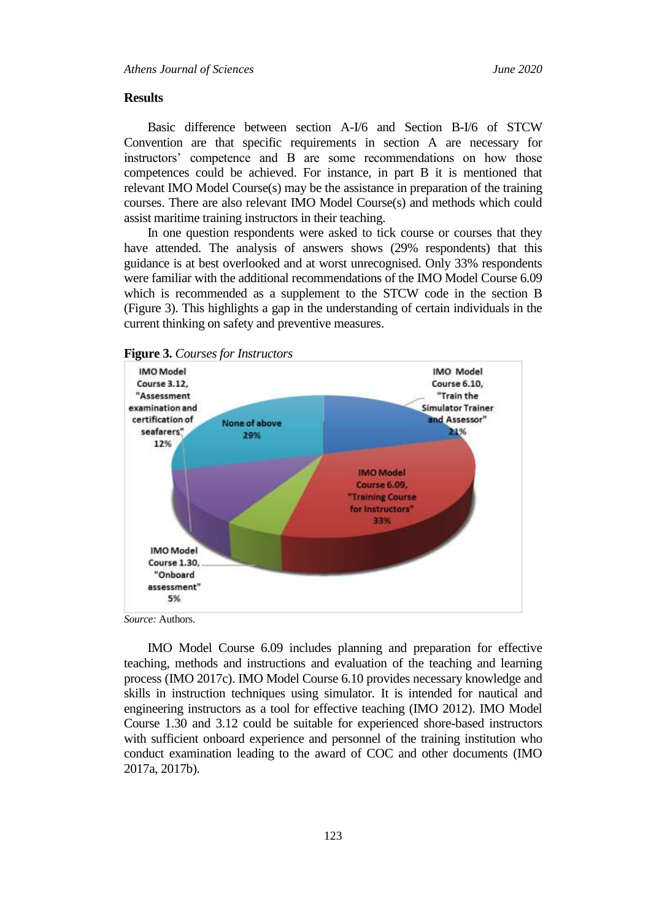## Results

Basic difference between section A-I/6 and Section B-I/6 of STCW Convention are that specific requirements in section A are necessary for instructors' competence and B are some recommendations on how those competences could be achieved. For instance, in part B it is mentioned that relevant IMO Model Course(s) may be the assistance in preparation of the training courses. There are also relevant IMO Model Course(s) and methods which could assist maritime training instructors in their teaching.

In one question respondents were asked to tick course or courses that they have attended. The analysis of answers shows (29% respondents) that this guidance is at best overlooked and at worst unrecognised. Only 33% respondents were familiar with the additional recommendations of the IMO Model Course 6.09 which is recommended as a supplement to the STCW code in the section B (Figure 3). This highlights a gap in the understanding of certain individuals in the current thinking on safety and preventive measures.

**Figure 3.** *Courses for Instructors*

| Course | Share |
| --- | --- |
| IMO Model Course 6.10, "Train the Simulator Trainer and Assessor" | 21% |
| IMO Model Course 6.09, "Training Course for Instructors" | 33% |
| IMO Model Course 1.30, "Onboard assessment" | 5% |
| IMO Model Course 3.12, "Assessment examination and certification of seafarers" | 12% |
| None of above | 29% |

*Source:* Authors.

IMO Model Course 6.09 includes planning and preparation for effective teaching, methods and instructions and evaluation of the teaching and learning process (IMO 2017c). IMO Model Course 6.10 provides necessary knowledge and skills in instruction techniques using simulator. It is intended for nautical and engineering instructors as a tool for effective teaching (IMO 2012). IMO Model Course 1.30 and 3.12 could be suitable for experienced shore-based instructors with sufficient onboard experience and personnel of the training institution who conduct examination leading to the award of COC and other documents (IMO 2017a, 2017b).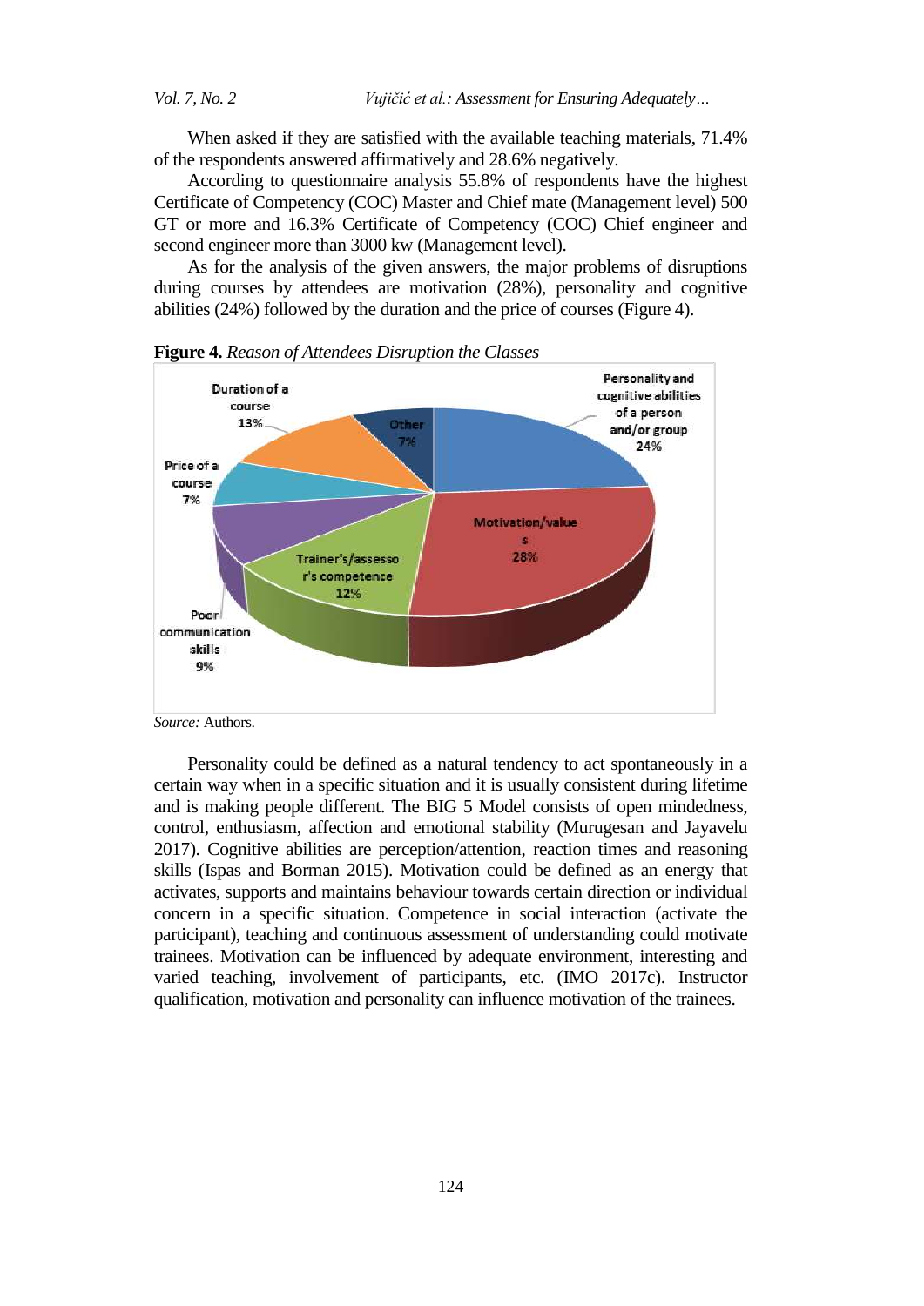When asked if they are satisfied with the available teaching materials, 71.4% of the respondents answered affirmatively and 28.6% negatively.

According to questionnaire analysis 55.8% of respondents have the highest Certificate of Competency (COC) Master and Chief mate (Management level) 500 GT or more and 16.3% Certificate of Competency (COC) Chief engineer and second engineer more than 3000 kw (Management level).

As for the analysis of the given answers, the major problems of disruptions during courses by attendees are motivation (28%), personality and cognitive abilities (24%) followed by the duration and the price of courses (Figure 4).

**Figure 4.** *Reason of Attendees Disruption the Classes*

*Source:* Authors.

Personality could be defined as a natural tendency to act spontaneously in a certain way when in a specific situation and it is usually consistent during lifetime and is making people different. The BIG 5 Model consists of open mindedness, control, enthusiasm, affection and emotional stability (Murugesan and Jayavelu 2017). Cognitive abilities are perception/attention, reaction times and reasoning skills (Ispas and Borman 2015). Motivation could be defined as an energy that activates, supports and maintains behaviour towards certain direction or individual concern in a specific situation. Competence in social interaction (activate the participant), teaching and continuous assessment of understanding could motivate trainees. Motivation can be influenced by adequate environment, interesting and varied teaching, involvement of participants, etc. (IMO 2017c). Instructor qualification, motivation and personality can influence motivation of the trainees.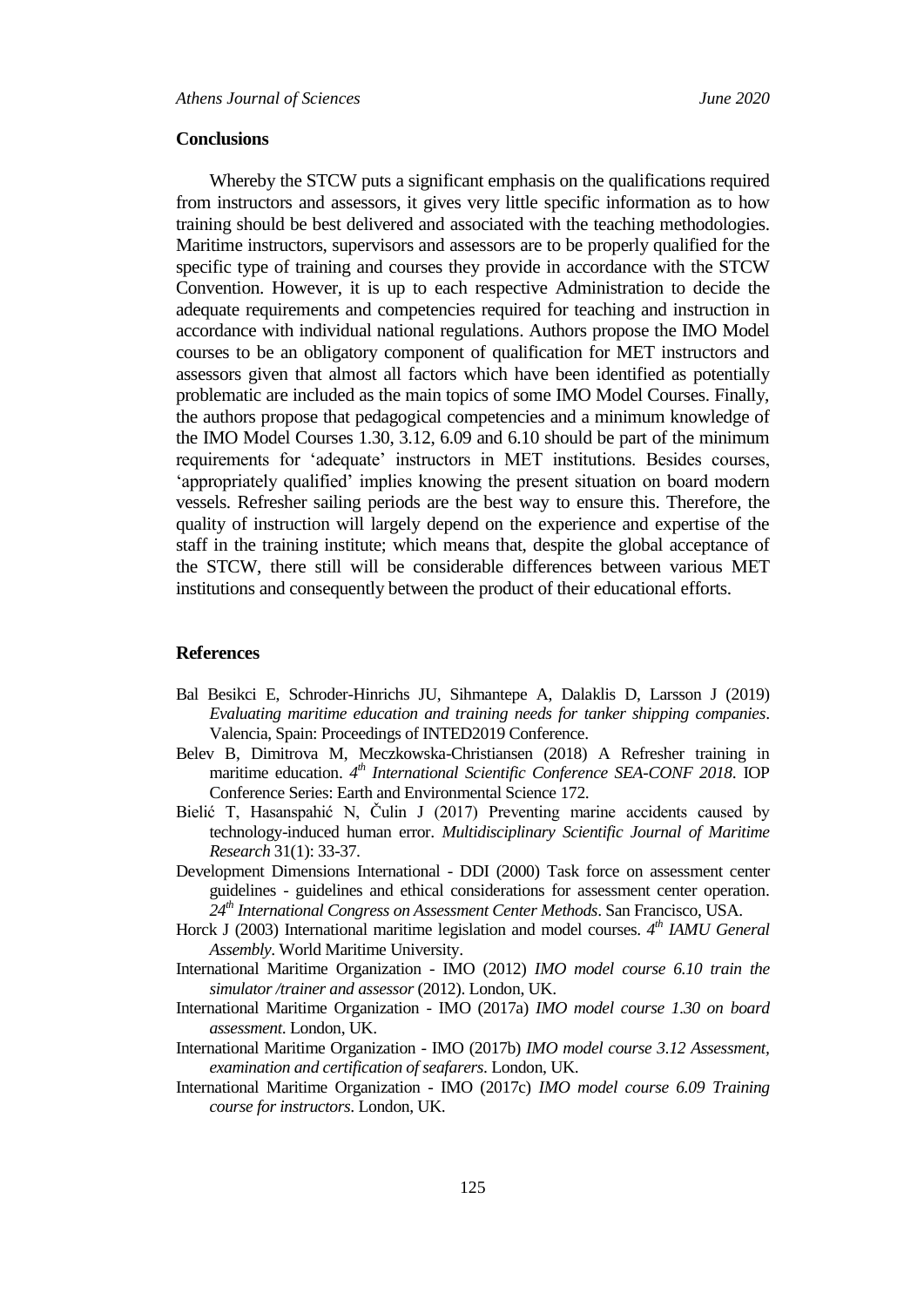## Conclusions

Whereby the STCW puts a significant emphasis on the qualifications required from instructors and assessors, it gives very little specific information as to how training should be best delivered and associated with the teaching methodologies. Maritime instructors, supervisors and assessors are to be properly qualified for the specific type of training and courses they provide in accordance with the STCW Convention. However, it is up to each respective Administration to decide the adequate requirements and competencies required for teaching and instruction in accordance with individual national regulations. Authors propose the IMO Model courses to be an obligatory component of qualification for MET instructors and assessors given that almost all factors which have been identified as potentially problematic are included as the main topics of some IMO Model Courses. Finally, the authors propose that pedagogical competencies and a minimum knowledge of the IMO Model Courses 1.30, 3.12, 6.09 and 6.10 should be part of the minimum requirements for 'adequate' instructors in MET institutions. Besides courses, 'appropriately qualified' implies knowing the present situation on board modern vessels. Refresher sailing periods are the best way to ensure this. Therefore, the quality of instruction will largely depend on the experience and expertise of the staff in the training institute; which means that, despite the global acceptance of the STCW, there still will be considerable differences between various MET institutions and consequently between the product of their educational efforts.

## References

Bal Besikci E, Schroder-Hinrichs JU, Sihmantepe A, Dalaklis D, Larsson J (2019) *Evaluating maritime education and training needs for tanker shipping companies*. Valencia, Spain: Proceedings of INTED2019 Conference.

Belev B, Dimitrova M, Meczkowska-Christiansen (2018) A Refresher training in maritime education. *4th International Scientific Conference SEA-CONF 2018*. IOP Conference Series: Earth and Environmental Science 172.

Bielić T, Hasanspahić N, Čulin J (2017) Preventing marine accidents caused by technology-induced human error. *Multidisciplinary Scientific Journal of Maritime Research* 31(1): 33-37.

Development Dimensions International - DDI (2000) Task force on assessment center guidelines - guidelines and ethical considerations for assessment center operation. *24th International Congress on Assessment Center Methods*. San Francisco, USA.

Horck J (2003) International maritime legislation and model courses. *4th IAMU General Assembly*. World Maritime University.

International Maritime Organization - IMO (2012) *IMO model course 6.10 train the simulator /trainer and assessor* (2012). London, UK.

International Maritime Organization - IMO (2017a) *IMO model course 1.30 on board assessment*. London, UK.

International Maritime Organization - IMO (2017b) *IMO model course 3.12 Assessment, examination and certification of seafarers*. London, UK.

International Maritime Organization - IMO (2017c) *IMO model course 6.09 Training course for instructors*. London, UK.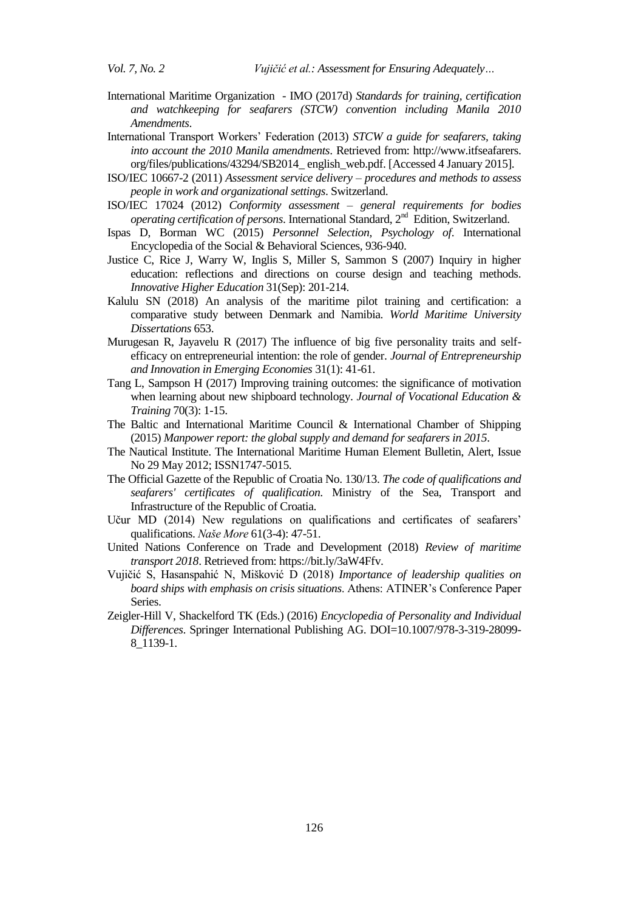International Maritime Organization - IMO (2017d) *Standards for training, certification and watchkeeping for seafarers (STCW) convention including Manila 2010 Amendments*.

International Transport Workers' Federation (2013) *STCW a guide for seafarers, taking into account the 2010 Manila amendments*. Retrieved from: http://www.itfseafarers.org/files/publications/43294/SB2014_english_web.pdf. [Accessed 4 January 2015].

ISO/IEC 10667-2 (2011) *Assessment service delivery – procedures and methods to assess people in work and organizational settings*. Switzerland.

ISO/IEC 17024 (2012) *Conformity assessment – general requirements for bodies operating certification of persons*. International Standard, 2nd Edition, Switzerland.

Ispas D, Borman WC (2015) *Personnel Selection, Psychology of*. International Encyclopedia of the Social & Behavioral Sciences, 936-940.

Justice C, Rice J, Warry W, Inglis S, Miller S, Sammon S (2007) Inquiry in higher education: reflections and directions on course design and teaching methods. *Innovative Higher Education* 31(Sep): 201-214.

Kalulu SN (2018) An analysis of the maritime pilot training and certification: a comparative study between Denmark and Namibia. *World Maritime University Dissertations* 653.

Murugesan R, Jayavelu R (2017) The influence of big five personality traits and self-efficacy on entrepreneurial intention: the role of gender. *Journal of Entrepreneurship and Innovation in Emerging Economies* 31(1): 41-61.

Tang L, Sampson H (2017) Improving training outcomes: the significance of motivation when learning about new shipboard technology. *Journal of Vocational Education & Training* 70(3): 1-15.

The Baltic and International Maritime Council & International Chamber of Shipping (2015) *Manpower report: the global supply and demand for seafarers in 2015*.

The Nautical Institute. The International Maritime Human Element Bulletin, Alert, Issue No 29 May 2012; ISSN1747-5015.

The Official Gazette of the Republic of Croatia No. 130/13. *The code of qualifications and seafarers' certificates of qualification*. Ministry of the Sea, Transport and Infrastructure of the Republic of Croatia.

Učur MD (2014) New regulations on qualifications and certificates of seafarers' qualifications. *Naše More* 61(3-4): 47-51.

United Nations Conference on Trade and Development (2018) *Review of maritime transport 2018*. Retrieved from: https://bit.ly/3aW4Ffv.

Vujičić S, Hasanspahić N, Mišković D (2018) *Importance of leadership qualities on board ships with emphasis on crisis situations*. Athens: ATINER's Conference Paper Series.

Zeigler-Hill V, Shackelford TK (Eds.) (2016) *Encyclopedia of Personality and Individual Differences*. Springer International Publishing AG. DOI=10.1007/978-3-319-28099-8_1139-1.